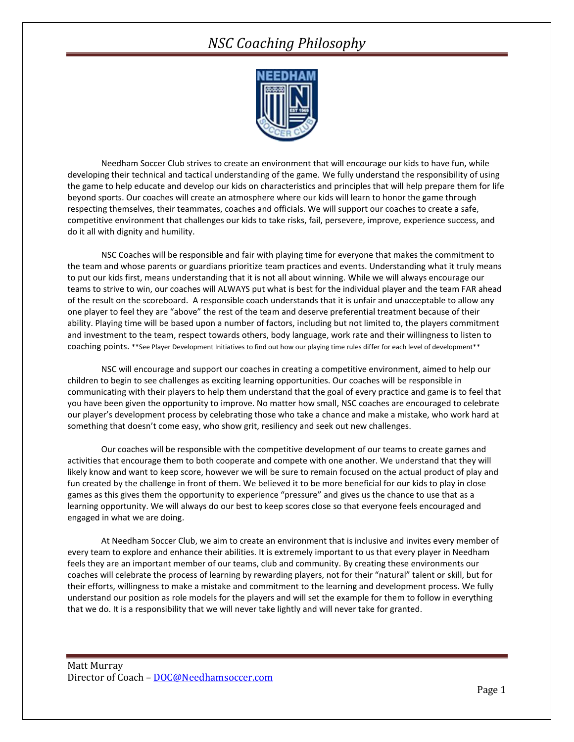# *NSC Coaching Philosophy*

Needham Soccer Club strives to create an environment that will encourage our kids to have fun, while developing their technical and tactical understanding of the game. We fully understand the responsibility of using the game to help educate and develop our kids on characteristics and principles that will help prepare them for life beyond sports. Our coaches will create an atmosphere where our kids will learn to honor the game through respecting themselves, their teammates, coaches and officials. We will support our coaches to create a safe, competitive environment that challenges our kids to take risks, fail, persevere, improve, experience success, and do it all with dignity and humility.

NSC Coaches will be responsible and fair with playing time for everyone that makes the commitment to the team and whose parents or guardians prioritize team practices and events. Understanding what it truly means to put our kids first, means understanding that it is not all about winning. While we will always encourage our teams to strive to win, our coaches will ALWAYS put what is best for the individual player and the team FAR ahead of the result on the scoreboard. A responsible coach understands that it is unfair and unacceptable to allow any one player to feel they are "above" the rest of the team and deserve preferential treatment because of their ability. Playing time will be based upon a number of factors, including but not limited to, the players commitment and investment to the team, respect towards others, body language, work rate and their willingness to listen to coaching points. **See Player Development Initiatives to find out how our playing time rules differ for each level of development**

NSC will encourage and support our coaches in creating a competitive environment, aimed to help our children to begin to see challenges as exciting learning opportunities. Our coaches will be responsible in communicating with their players to help them understand that the goal of every practice and game is to feel that you have been given the opportunity to improve. No matter how small, NSC coaches are encouraged to celebrate our player's development process by celebrating those who take a chance and make a mistake, who work hard at something that doesn't come easy, who show grit, resiliency and seek out new challenges.

Our coaches will be responsible with the competitive development of our teams to create games and activities that encourage them to both cooperate and compete with one another. We understand that they will likely know and want to keep score, however we will be sure to remain focused on the actual product of play and fun created by the challenge in front of them. We believed it to be more beneficial for our kids to play in close games as this gives them the opportunity to experience "pressure" and gives us the chance to use that as a learning opportunity. We will always do our best to keep scores close so that everyone feels encouraged and engaged in what we are doing.

At Needham Soccer Club, we aim to create an environment that is inclusive and invites every member of every team to explore and enhance their abilities. It is extremely important to us that every player in Needham feels they are an important member of our teams, club and community. By creating these environments our coaches will celebrate the process of learning by rewarding players, not for their "natural" talent or skill, but for their efforts, willingness to make a mistake and commitment to the learning and development process. We fully understand our position as role models for the players and will set the example for them to follow in everything that we do. It is a responsibility that we will never take lightly and will never take for granted.

Matt Murray
Director of Coach – DOC@Needhamsoccer.com